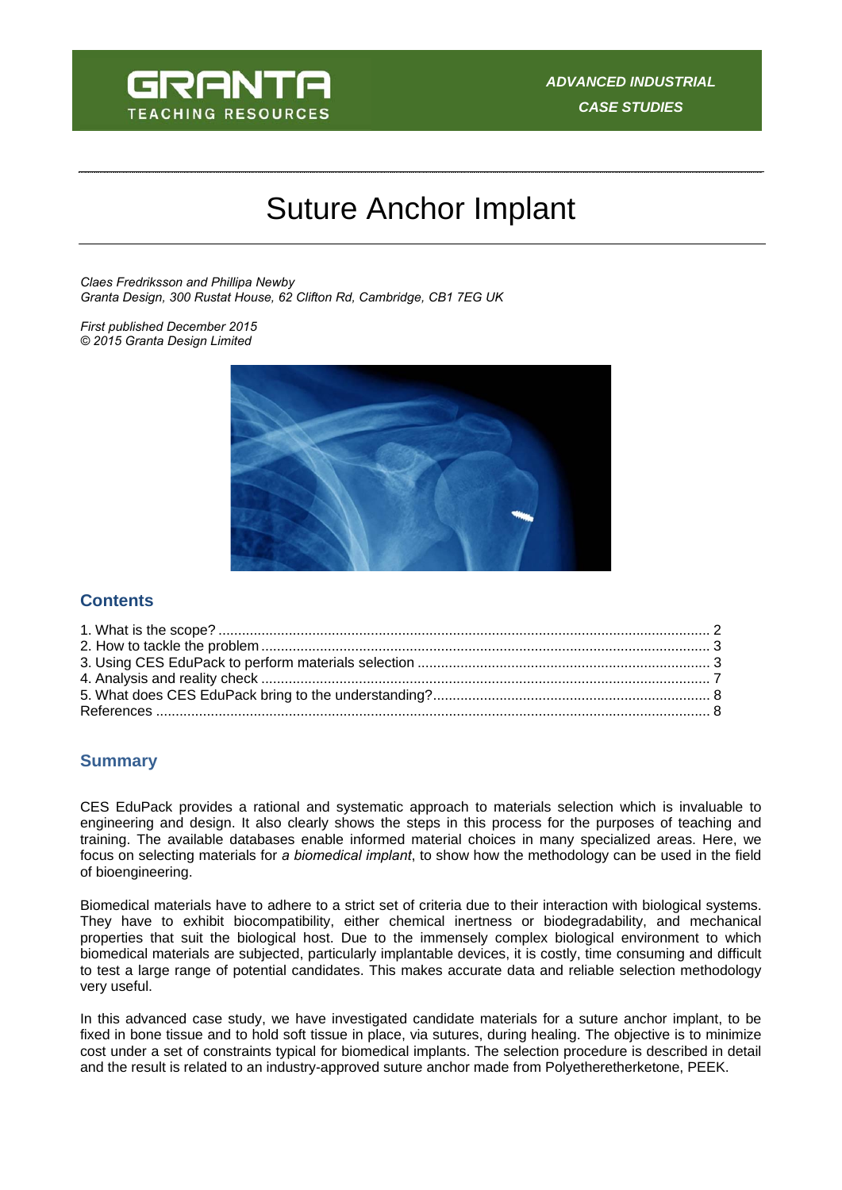GRANTA TEACHING RESOURCES

*ADVANCED INDUSTRIAL CASE STUDIES*

# Suture Anchor Implant

*Claes Fredriksson and Phillipa Newby*
*Granta Design, 300 Rustat House, 62 Clifton Rd, Cambridge, CB1 7EG UK*

*First published December 2015*
*© 2015 Granta Design Limited*

## Contents

1. What is the scope? ........ 2
2. How to tackle the problem ........ 3
3. Using CES EduPack to perform materials selection ........ 3
4. Analysis and reality check ........ 7
5. What does CES EduPack bring to the understanding? ........ 8

References ........ 8

## Summary

CES EduPack provides a rational and systematic approach to materials selection which is invaluable to engineering and design. It also clearly shows the steps in this process for the purposes of teaching and training. The available databases enable informed material choices in many specialized areas. Here, we focus on selecting materials for *a biomedical implant*, to show how the methodology can be used in the field of bioengineering.

Biomedical materials have to adhere to a strict set of criteria due to their interaction with biological systems. They have to exhibit biocompatibility, either chemical inertness or biodegradability, and mechanical properties that suit the biological host. Due to the immensely complex biological environment to which biomedical materials are subjected, particularly implantable devices, it is costly, time consuming and difficult to test a large range of potential candidates. This makes accurate data and reliable selection methodology very useful.

In this advanced case study, we have investigated candidate materials for a suture anchor implant, to be fixed in bone tissue and to hold soft tissue in place, via sutures, during healing. The objective is to minimize cost under a set of constraints typical for biomedical implants. The selection procedure is described in detail and the result is related to an industry-approved suture anchor made from Polyetheretherketone, PEEK.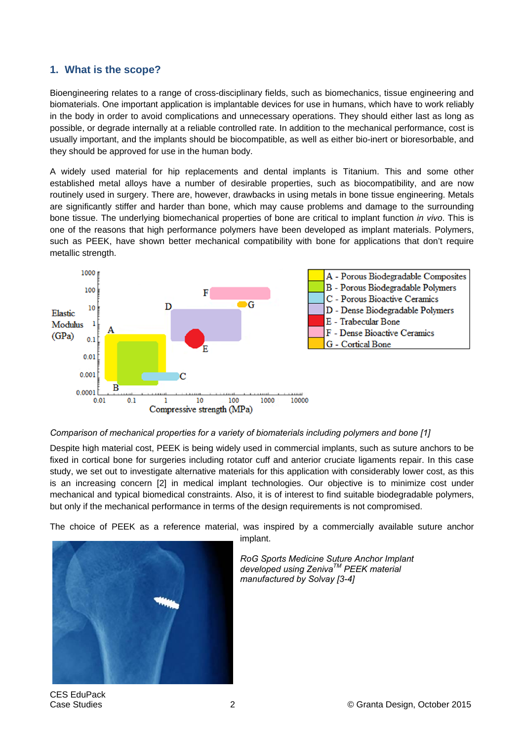## 1. What is the scope?

Bioengineering relates to a range of cross-disciplinary fields, such as biomechanics, tissue engineering and biomaterials. One important application is implantable devices for use in humans, which have to work reliably in the body in order to avoid complications and unnecessary operations. They should either last as long as possible, or degrade internally at a reliable controlled rate. In addition to the mechanical performance, cost is usually important, and the implants should be biocompatible, as well as either bio-inert or bioresorbable, and they should be approved for use in the human body.

A widely used material for hip replacements and dental implants is Titanium. This and some other established metal alloys have a number of desirable properties, such as biocompatibility, and are now routinely used in surgery. There are, however, drawbacks in using metals in bone tissue engineering. Metals are significantly stiffer and harder than bone, which may cause problems and damage to the surrounding bone tissue. The underlying biomechanical properties of bone are critical to implant function *in vivo*. This is one of the reasons that high performance polymers have been developed as implant materials. Polymers, such as PEEK, have shown better mechanical compatibility with bone for applications that don't require metallic strength.

*Comparison of mechanical properties for a variety of biomaterials including polymers and bone [1]*

Despite high material cost, PEEK is being widely used in commercial implants, such as suture anchors to be fixed in cortical bone for surgeries including rotator cuff and anterior cruciate ligaments repair. In this case study, we set out to investigate alternative materials for this application with considerably lower cost, as this is an increasing concern [2] in medical implant technologies. Our objective is to minimize cost under mechanical and typical biomedical constraints. Also, it is of interest to find suitable biodegradable polymers, but only if the mechanical performance in terms of the design requirements is not compromised.

The choice of PEEK as a reference material, was inspired by a commercially available suture anchor implant.

*RoG Sports Medicine Suture Anchor Implant developed using Zeniva[TM] PEEK material manufactured by Solvay [3-4]*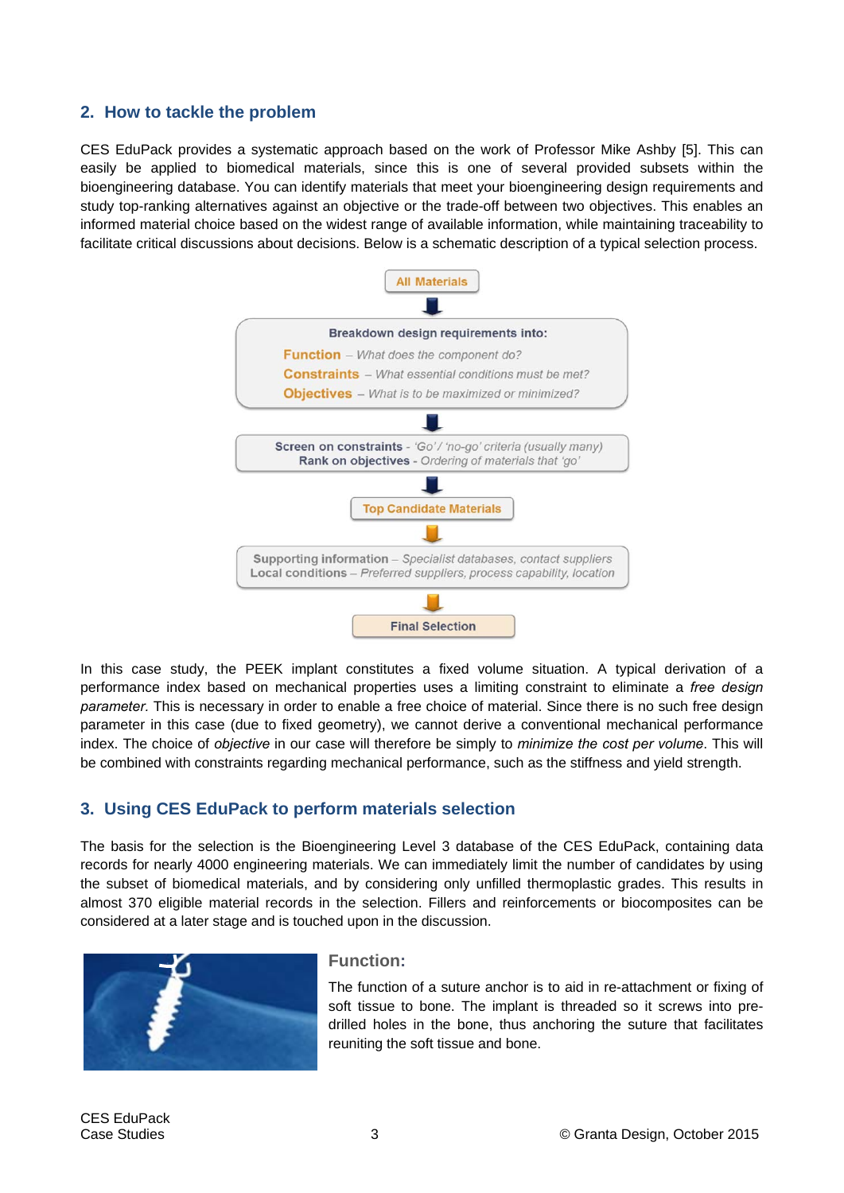## 2. How to tackle the problem

CES EduPack provides a systematic approach based on the work of Professor Mike Ashby [5]. This can easily be applied to biomedical materials, since this is one of several provided subsets within the bioengineering database. You can identify materials that meet your bioengineering design requirements and study top-ranking alternatives against an objective or the trade-off between two objectives. This enables an informed material choice based on the widest range of available information, while maintaining traceability to facilitate critical discussions about decisions. Below is a schematic description of a typical selection process.

**All Materials**

↓

**Breakdown design requirements into:**

**Function** – *What does the component do?*

**Constraints** – *What essential conditions must be met?*

**Objectives** – *What is to be maximized or minimized?*

↓

**Screen on constraints** - *'Go'/ 'no-go' criteria (usually many)*
**Rank on objectives** - *Ordering of materials that 'go'*

↓

**Top Candidate Materials**

↓

**Supporting information** – *Specialist databases, contact suppliers*
**Local conditions** – *Preferred suppliers, process capability, location*

↓

**Final Selection**

In this case study, the PEEK implant constitutes a fixed volume situation. A typical derivation of a performance index based on mechanical properties uses a limiting constraint to eliminate a *free design parameter.* This is necessary in order to enable a free choice of material. Since there is no such free design parameter in this case (due to fixed geometry), we cannot derive a conventional mechanical performance index. The choice of *objective* in our case will therefore be simply to *minimize the cost per volume*. This will be combined with constraints regarding mechanical performance, such as the stiffness and yield strength.

## 3. Using CES EduPack to perform materials selection

The basis for the selection is the Bioengineering Level 3 database of the CES EduPack, containing data records for nearly 4000 engineering materials. We can immediately limit the number of candidates by using the subset of biomedical materials, and by considering only unfilled thermoplastic grades. This results in almost 370 eligible material records in the selection. Fillers and reinforcements or biocomposites can be considered at a later stage and is touched upon in the discussion.

### Function:

The function of a suture anchor is to aid in re-attachment or fixing of soft tissue to bone. The implant is threaded so it screws into pre-drilled holes in the bone, thus anchoring the suture that facilitates reuniting the soft tissue and bone.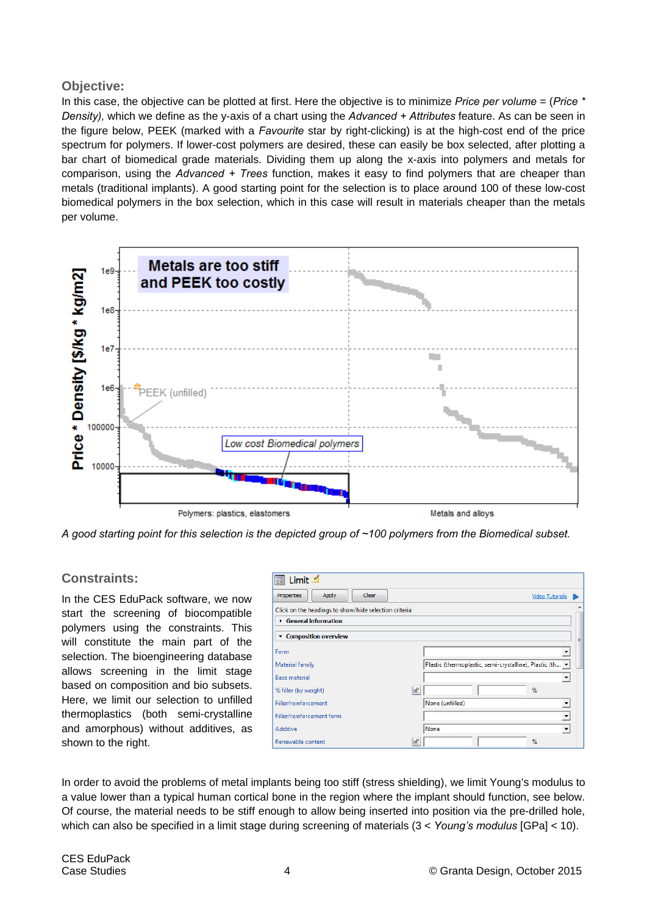## Objective:

In this case, the objective can be plotted at first. Here the objective is to minimize *Price per volume* = (*Price * Density)*, which we define as the y-axis of a chart using the *Advanced + Attributes* feature. As can be seen in the figure below, PEEK (marked with a *Favourite* star by right-clicking) is at the high-cost end of the price spectrum for polymers. If lower-cost polymers are desired, these can easily be box selected, after plotting a bar chart of biomedical grade materials. Dividing them up along the x-axis into polymers and metals for comparison, using the *Advanced + Trees* function, makes it easy to find polymers that are cheaper than metals (traditional implants). A good starting point for the selection is to place around 100 of these low-cost biomedical polymers in the box selection, which in this case will result in materials cheaper than the metals per volume.

*A good starting point for this selection is the depicted group of ~100 polymers from the Biomedical subset.*

## Constraints:

In the CES EduPack software, we now start the screening of biocompatible polymers using the constraints. This will constitute the main part of the selection. The bioengineering database allows screening in the limit stage based on composition and bio subsets. Here, we limit our selection to unfilled thermoplastics (both semi-crystalline and amorphous) without additives, as shown to the right.

In order to avoid the problems of metal implants being too stiff (stress shielding), we limit Young's modulus to a value lower than a typical human cortical bone in the region where the implant should function, see below. Of course, the material needs to be stiff enough to allow being inserted into position via the pre-drilled hole, which can also be specified in a limit stage during screening of materials (3 < *Young's modulus* [GPa] < 10).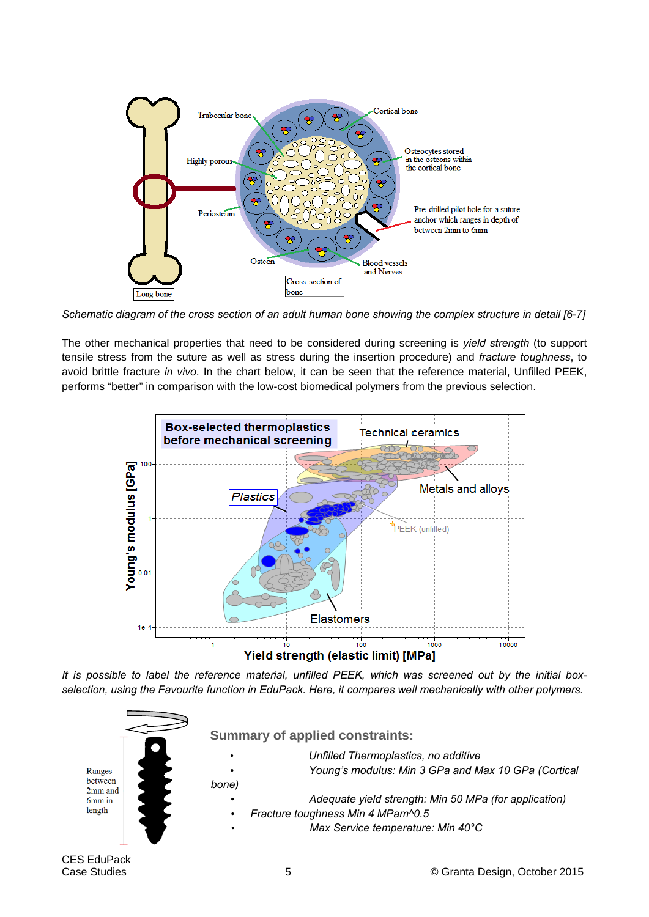*Schematic diagram of the cross section of an adult human bone showing the complex structure in detail [6-7]*

The other mechanical properties that need to be considered during screening is *yield strength* (to support tensile stress from the suture as well as stress during the insertion procedure) and *fracture toughness*, to avoid brittle fracture *in vivo*. In the chart below, it can be seen that the reference material, Unfilled PEEK, performs "better" in comparison with the low-cost biomedical polymers from the previous selection.

*It is possible to label the reference material, unfilled PEEK, which was screened out by the initial box-selection, using the Favourite function in EduPack. Here, it compares well mechanically with other polymers.*

### Summary of applied constraints:

- *Unfilled Thermoplastics, no additive*
- *Young's modulus: Min 3 GPa and Max 10 GPa (Cortical bone)*
- *Adequate yield strength: Min 50 MPa (for application)*
- *Fracture toughness Min 4 MPam^0.5*
- *Max Service temperature: Min 40°C*

CES EduPack
Case Studies

© Granta Design, October 2015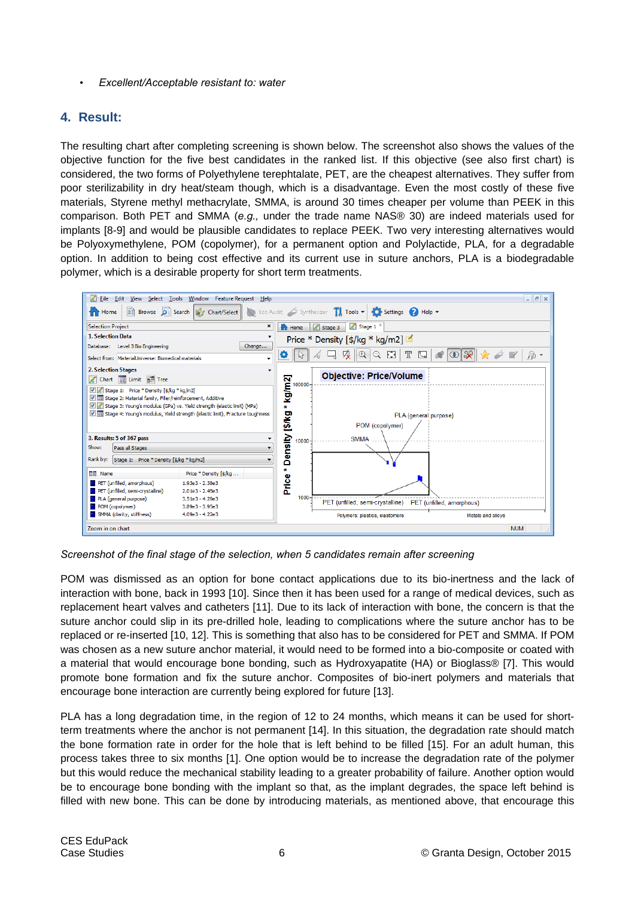- *Excellent/Acceptable resistant to: water*

## 4. Result:

The resulting chart after completing screening is shown below. The screenshot also shows the values of the objective function for the five best candidates in the ranked list. If this objective (see also first chart) is considered, the two forms of Polyethylene terephtalate, PET, are the cheapest alternatives. They suffer from poor sterilizability in dry heat/steam though, which is a disadvantage. Even the most costly of these five materials, Styrene methyl methacrylate, SMMA, is around 30 times cheaper per volume than PEEK in this comparison. Both PET and SMMA (*e.g.,* under the trade name NAS® 30) are indeed materials used for implants [8-9] and would be plausible candidates to replace PEEK. Two very interesting alternatives would be Polyoxymethylene, POM (copolymer), for a permanent option and Polylactide, PLA, for a degradable option. In addition to being cost effective and its current use in suture anchors, PLA is a biodegradable polymer, which is a desirable property for short term treatments.

*Screenshot of the final stage of the selection, when 5 candidates remain after screening*

POM was dismissed as an option for bone contact applications due to its bio-inertness and the lack of interaction with bone, back in 1993 [10]. Since then it has been used for a range of medical devices, such as replacement heart valves and catheters [11]. Due to its lack of interaction with bone, the concern is that the suture anchor could slip in its pre-drilled hole, leading to complications where the suture anchor has to be replaced or re-inserted [10, 12]. This is something that also has to be considered for PET and SMMA. If POM was chosen as a new suture anchor material, it would need to be formed into a bio-composite or coated with a material that would encourage bone bonding, such as Hydroxyapatite (HA) or Bioglass® [7]. This would promote bone formation and fix the suture anchor. Composites of bio-inert polymers and materials that encourage bone interaction are currently being explored for future [13].

PLA has a long degradation time, in the region of 12 to 24 months, which means it can be used for short-term treatments where the anchor is not permanent [14]. In this situation, the degradation rate should match the bone formation rate in order for the hole that is left behind to be filled [15]. For an adult human, this process takes three to six months [1]. One option would be to increase the degradation rate of the polymer but this would reduce the mechanical stability leading to a greater probability of failure. Another option would be to encourage bone bonding with the implant so that, as the implant degrades, the space left behind is filled with new bone. This can be done by introducing materials, as mentioned above, that encourage this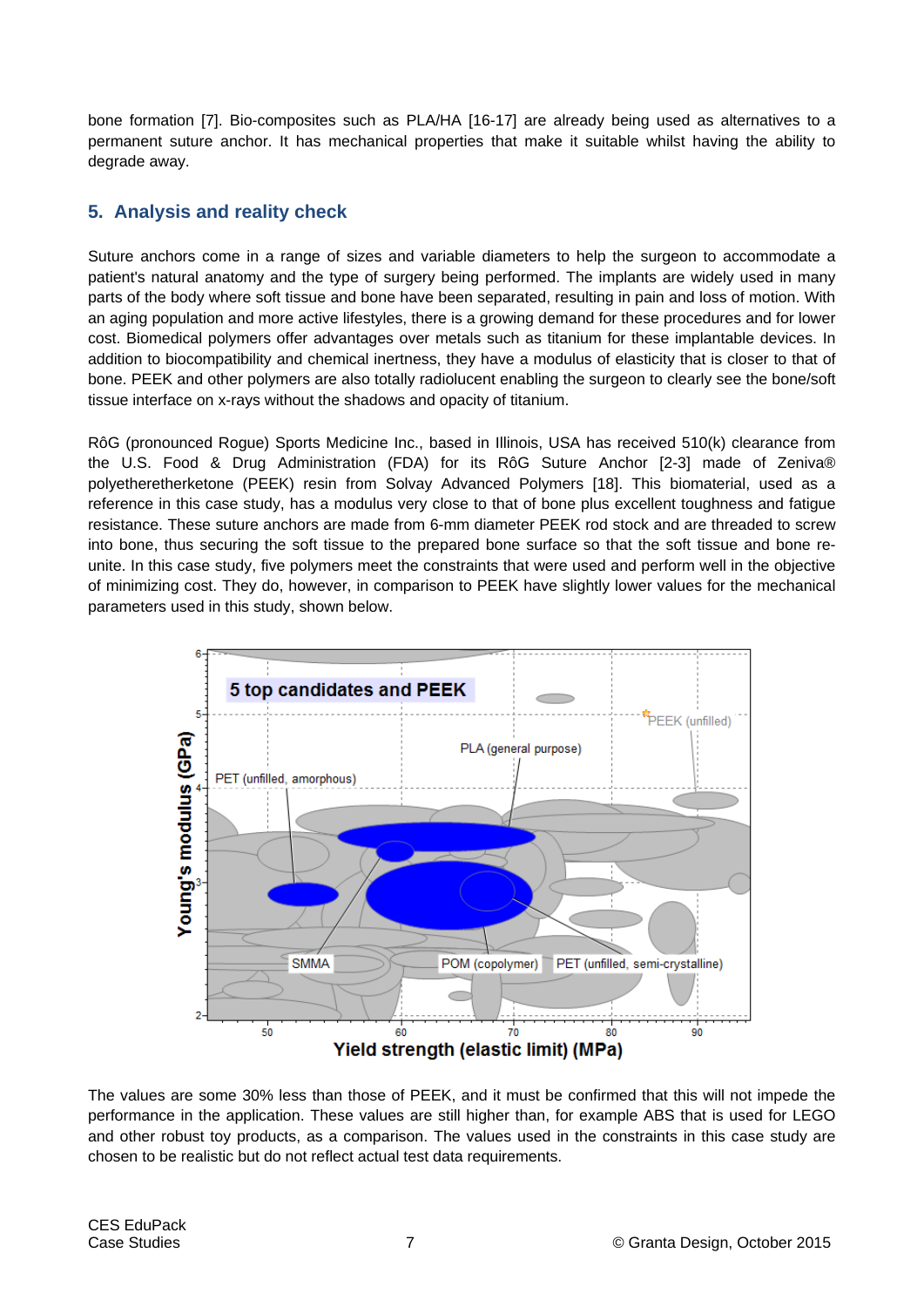bone formation [7]. Bio-composites such as PLA/HA [16-17] are already being used as alternatives to a permanent suture anchor. It has mechanical properties that make it suitable whilst having the ability to degrade away.

## 5. Analysis and reality check

Suture anchors come in a range of sizes and variable diameters to help the surgeon to accommodate a patient's natural anatomy and the type of surgery being performed. The implants are widely used in many parts of the body where soft tissue and bone have been separated, resulting in pain and loss of motion. With an aging population and more active lifestyles, there is a growing demand for these procedures and for lower cost. Biomedical polymers offer advantages over metals such as titanium for these implantable devices. In addition to biocompatibility and chemical inertness, they have a modulus of elasticity that is closer to that of bone. PEEK and other polymers are also totally radiolucent enabling the surgeon to clearly see the bone/soft tissue interface on x-rays without the shadows and opacity of titanium.

RôG (pronounced Rogue) Sports Medicine Inc., based in Illinois, USA has received 510(k) clearance from the U.S. Food & Drug Administration (FDA) for its RôG Suture Anchor [2-3] made of Zeniva® polyetheretherketone (PEEK) resin from Solvay Advanced Polymers [18]. This biomaterial, used as a reference in this case study, has a modulus very close to that of bone plus excellent toughness and fatigue resistance. These suture anchors are made from 6-mm diameter PEEK rod stock and are threaded to screw into bone, thus securing the soft tissue to the prepared bone surface so that the soft tissue and bone re-unite. In this case study, five polymers meet the constraints that were used and perform well in the objective of minimizing cost. They do, however, in comparison to PEEK have slightly lower values for the mechanical parameters used in this study, shown below.

The values are some 30% less than those of PEEK, and it must be confirmed that this will not impede the performance in the application. These values are still higher than, for example ABS that is used for LEGO and other robust toy products, as a comparison. The values used in the constraints in this case study are chosen to be realistic but do not reflect actual test data requirements.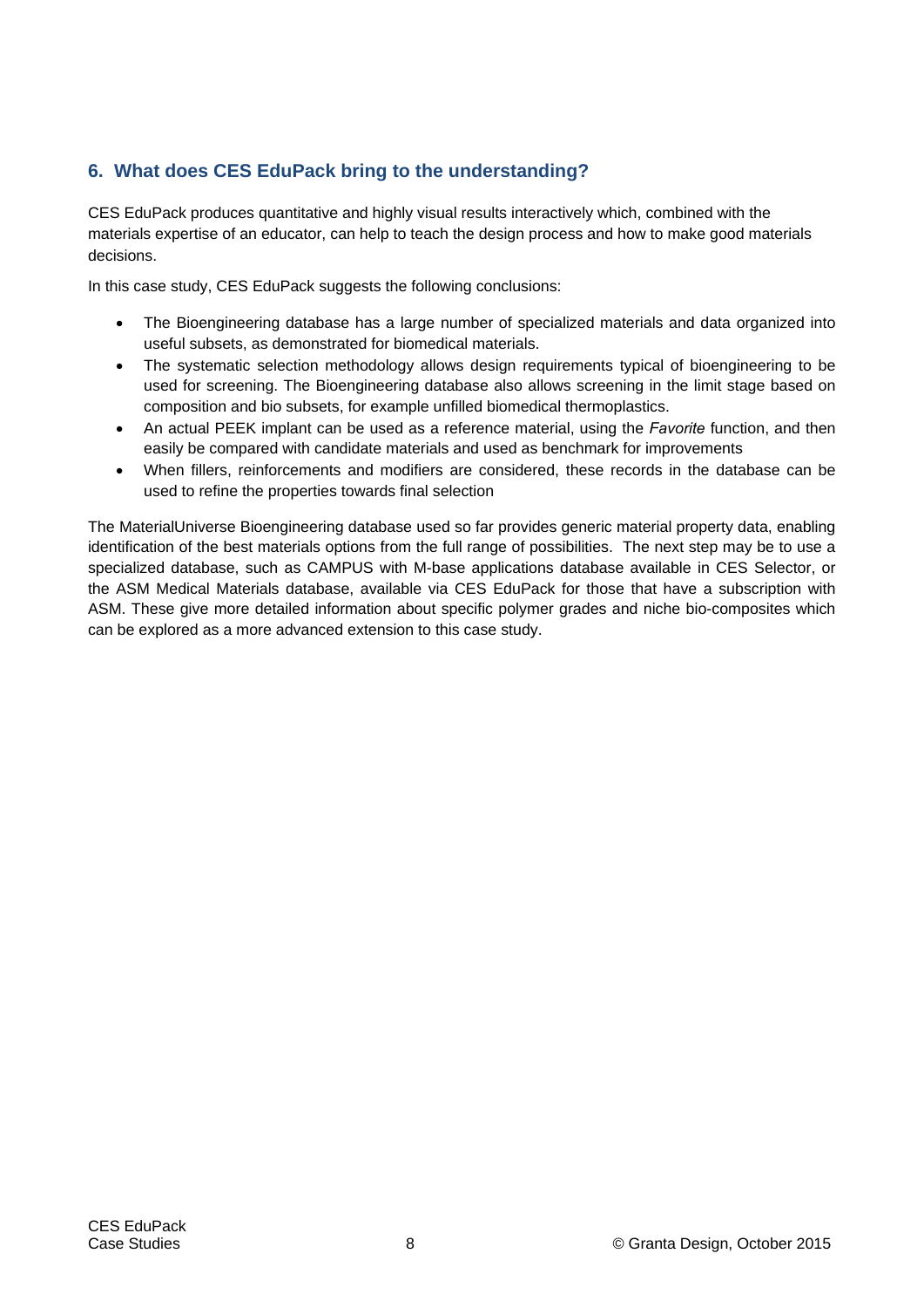## 6. What does CES EduPack bring to the understanding?

CES EduPack produces quantitative and highly visual results interactively which, combined with the materials expertise of an educator, can help to teach the design process and how to make good materials decisions.

In this case study, CES EduPack suggests the following conclusions:

- The Bioengineering database has a large number of specialized materials and data organized into useful subsets, as demonstrated for biomedical materials.
- The systematic selection methodology allows design requirements typical of bioengineering to be used for screening. The Bioengineering database also allows screening in the limit stage based on composition and bio subsets, for example unfilled biomedical thermoplastics.
- An actual PEEK implant can be used as a reference material, using the *Favorite* function, and then easily be compared with candidate materials and used as benchmark for improvements
- When fillers, reinforcements and modifiers are considered, these records in the database can be used to refine the properties towards final selection

The MaterialUniverse Bioengineering database used so far provides generic material property data, enabling identification of the best materials options from the full range of possibilities. The next step may be to use a specialized database, such as CAMPUS with M-base applications database available in CES Selector, or the ASM Medical Materials database, available via CES EduPack for those that have a subscription with ASM. These give more detailed information about specific polymer grades and niche bio-composites which can be explored as a more advanced extension to this case study.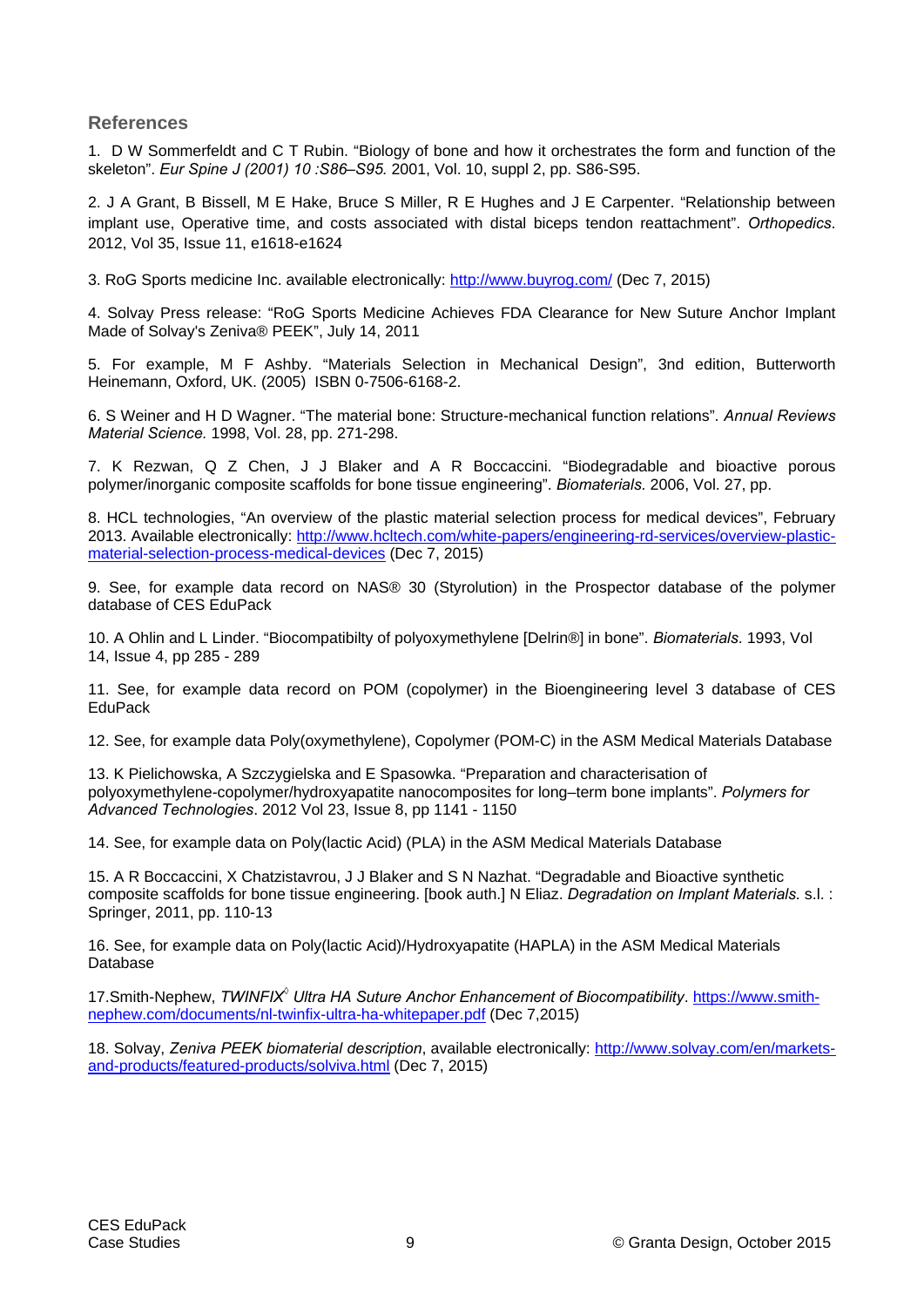## References

1. D W Sommerfeldt and C T Rubin. "Biology of bone and how it orchestrates the form and function of the skeleton". *Eur Spine J (2001) 10 :S86–S95.* 2001, Vol. 10, suppl 2, pp. S86-S95.

2. J A Grant, B Bissell, M E Hake, Bruce S Miller, R E Hughes and J E Carpenter. "Relationship between implant use, Operative time, and costs associated with distal biceps tendon reattachment". *Orthopedics*. 2012, Vol 35, Issue 11, e1618-e1624

3. RoG Sports medicine Inc. available electronically: [http://www.buyrog.com/](http://www.buyrog.com/) (Dec 7, 2015)

4. Solvay Press release: "RoG Sports Medicine Achieves FDA Clearance for New Suture Anchor Implant Made of Solvay's Zeniva® PEEK", July 14, 2011

5. For example, M F Ashby. "Materials Selection in Mechanical Design", 3nd edition, Butterworth Heinemann, Oxford, UK. (2005) ISBN 0-7506-6168-2.

6. S Weiner and H D Wagner. "The material bone: Structure-mechanical function relations". *Annual Reviews Material Science.* 1998, Vol. 28, pp. 271-298.

7. K Rezwan, Q Z Chen, J J Blaker and A R Boccaccini. "Biodegradable and bioactive porous polymer/inorganic composite scaffolds for bone tissue engineering". *Biomaterials.* 2006, Vol. 27, pp.

8. HCL technologies, "An overview of the plastic material selection process for medical devices", February 2013. Available electronically: [http://www.hcltech.com/white-papers/engineering-rd-services/overview-plastic-material-selection-process-medical-devices](http://www.hcltech.com/white-papers/engineering-rd-services/overview-plastic-material-selection-process-medical-devices) (Dec 7, 2015)

9. See, for example data record on NAS® 30 (Styrolution) in the Prospector database of the polymer database of CES EduPack

10. A Ohlin and L Linder. "Biocompatibilty of polyoxymethylene [Delrin®] in bone". *Biomaterials*. 1993, Vol 14, Issue 4, pp 285 - 289

11. See, for example data record on POM (copolymer) in the Bioengineering level 3 database of CES EduPack

12. See, for example data Poly(oxymethylene), Copolymer (POM-C) in the ASM Medical Materials Database

13. K Pielichowska, A Szczygielska and E Spasowka. "Preparation and characterisation of polyoxymethylene-copolymer/hydroxyapatite nanocomposites for long–term bone implants". *Polymers for Advanced Technologies*. 2012 Vol 23, Issue 8, pp 1141 - 1150

14. See, for example data on Poly(lactic Acid) (PLA) in the ASM Medical Materials Database

15. A R Boccaccini, X Chatzistavrou, J J Blaker and S N Nazhat. "Degradable and Bioactive synthetic composite scaffolds for bone tissue engineering. [book auth.] N Eliaz. *Degradation on Implant Materials.* s.l. : Springer, 2011, pp. 110-13

16. See, for example data on Poly(lactic Acid)/Hydroxyapatite (HAPLA) in the ASM Medical Materials Database

17. Smith-Nephew, *TWINFIX◊ Ultra HA Suture Anchor Enhancement of Biocompatibility*. [https://www.smith-nephew.com/documents/nl-twinfix-ultra-ha-whitepaper.pdf](https://www.smith-nephew.com/documents/nl-twinfix-ultra-ha-whitepaper.pdf) (Dec 7,2015)

18. Solvay, *Zeniva PEEK biomaterial description*, available electronically: [http://www.solvay.com/en/markets-and-products/featured-products/solviva.html](http://www.solvay.com/en/markets-and-products/featured-products/solviva.html) (Dec 7, 2015)